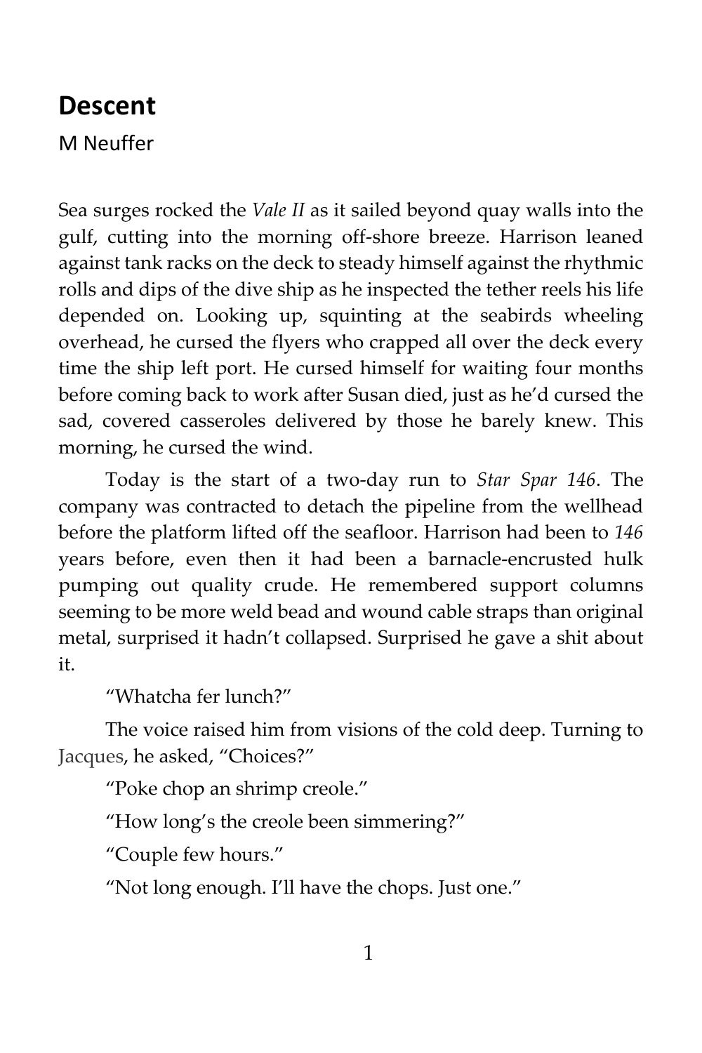# Descent

M Neuffer

Sea surges rocked the *Vale II* as it sailed beyond quay walls into the gulf, cutting into the morning off-shore breeze. Harrison leaned against tank racks on the deck to steady himself against the rhythmic rolls and dips of the dive ship as he inspected the tether reels his life depended on. Looking up, squinting at the seabirds wheeling overhead, he cursed the flyers who crapped all over the deck every time the ship left port. He cursed himself for waiting four months before coming back to work after Susan died, just as he'd cursed the sad, covered casseroles delivered by those he barely knew. This morning, he cursed the wind.

Today is the start of a two-day run to *Star Spar 146*. The company was contracted to detach the pipeline from the wellhead before the platform lifted off the seafloor. Harrison had been to *146* years before, even then it had been a barnacle-encrusted hulk pumping out quality crude. He remembered support columns seeming to be more weld bead and wound cable straps than original metal, surprised it hadn't collapsed. Surprised he gave a shit about it.

"Whatcha fer lunch?"

The voice raised him from visions of the cold deep. Turning to Jacques, he asked, "Choices?"

"Poke chop an shrimp creole."

"How long's the creole been simmering?"

"Couple few hours."

"Not long enough. I'll have the chops. Just one."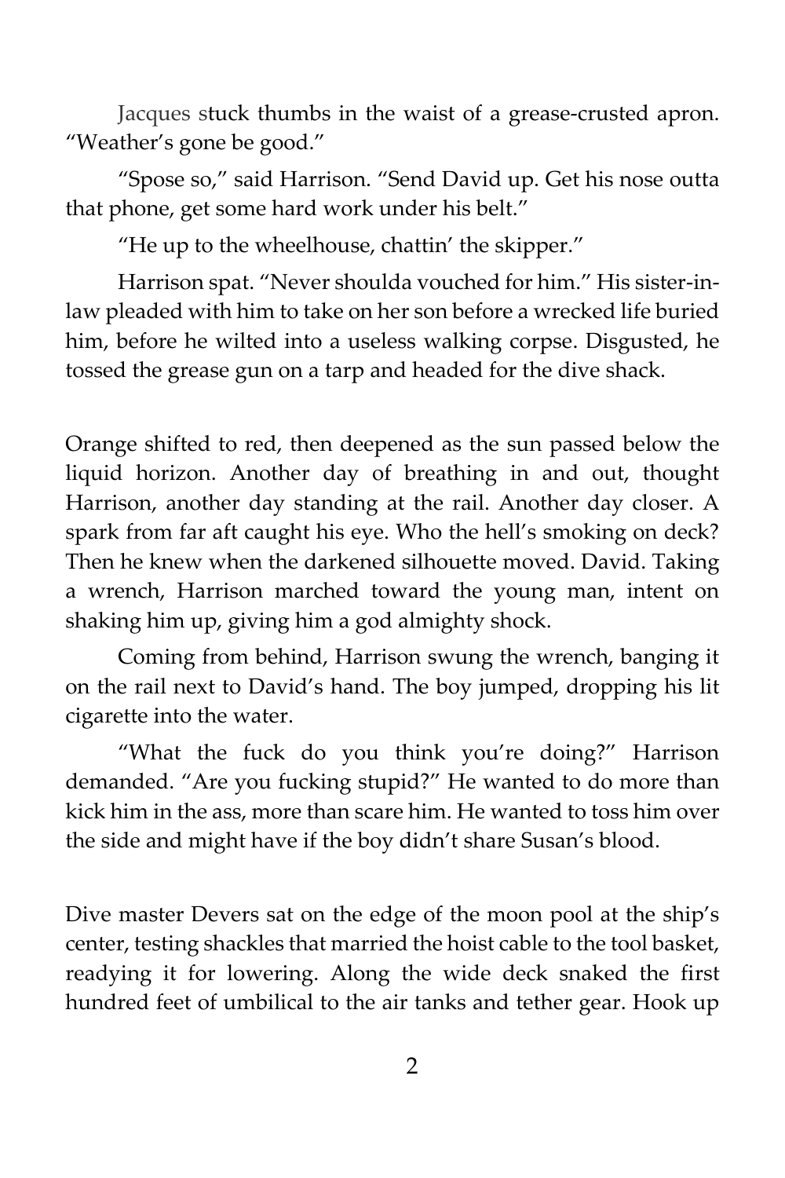Jacques stuck thumbs in the waist of a grease-crusted apron. "Weather's gone be good."

"Spose so," said Harrison. "Send David up. Get his nose outta that phone, get some hard work under his belt."

"He up to the wheelhouse, chattin' the skipper."

Harrison spat. "Never shoulda vouched for him." His sister-in-law pleaded with him to take on her son before a wrecked life buried him, before he wilted into a useless walking corpse. Disgusted, he tossed the grease gun on a tarp and headed for the dive shack.

Orange shifted to red, then deepened as the sun passed below the liquid horizon. Another day of breathing in and out, thought Harrison, another day standing at the rail. Another day closer. A spark from far aft caught his eye. Who the hell's smoking on deck? Then he knew when the darkened silhouette moved. David. Taking a wrench, Harrison marched toward the young man, intent on shaking him up, giving him a god almighty shock.

Coming from behind, Harrison swung the wrench, banging it on the rail next to David's hand. The boy jumped, dropping his lit cigarette into the water.

"What the fuck do you think you're doing?" Harrison demanded. "Are you fucking stupid?" He wanted to do more than kick him in the ass, more than scare him. He wanted to toss him over the side and might have if the boy didn't share Susan's blood.

Dive master Devers sat on the edge of the moon pool at the ship's center, testing shackles that married the hoist cable to the tool basket, readying it for lowering. Along the wide deck snaked the first hundred feet of umbilical to the air tanks and tether gear. Hook up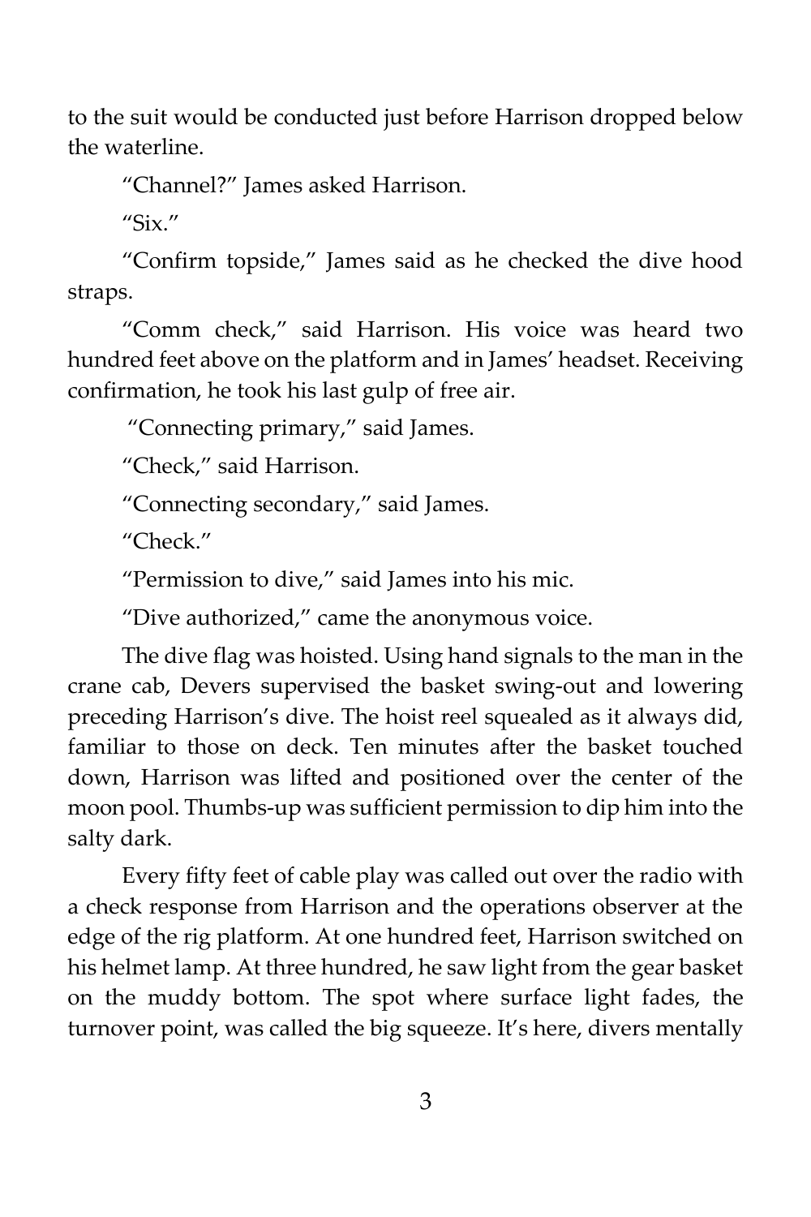to the suit would be conducted just before Harrison dropped below the waterline.

"Channel?" James asked Harrison.

"Six."

"Confirm topside," James said as he checked the dive hood straps.

"Comm check," said Harrison. His voice was heard two hundred feet above on the platform and in James' headset. Receiving confirmation, he took his last gulp of free air.

"Connecting primary," said James.

"Check," said Harrison.

"Connecting secondary," said James.

"Check."

"Permission to dive," said James into his mic.

"Dive authorized," came the anonymous voice.

The dive flag was hoisted. Using hand signals to the man in the crane cab, Devers supervised the basket swing-out and lowering preceding Harrison's dive. The hoist reel squealed as it always did, familiar to those on deck. Ten minutes after the basket touched down, Harrison was lifted and positioned over the center of the moon pool. Thumbs-up was sufficient permission to dip him into the salty dark.

Every fifty feet of cable play was called out over the radio with a check response from Harrison and the operations observer at the edge of the rig platform. At one hundred feet, Harrison switched on his helmet lamp. At three hundred, he saw light from the gear basket on the muddy bottom. The spot where surface light fades, the turnover point, was called the big squeeze. It's here, divers mentally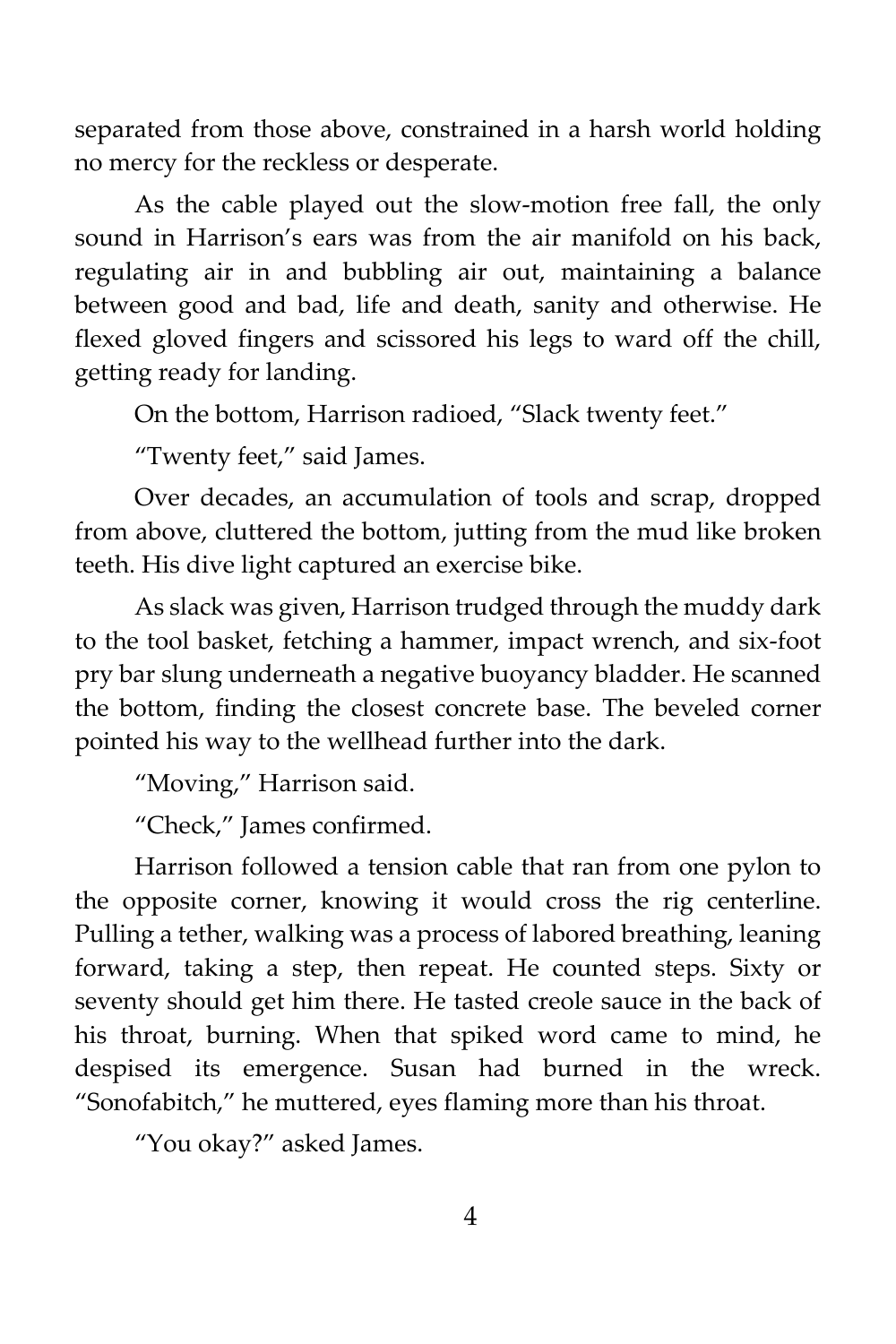separated from those above, constrained in a harsh world holding no mercy for the reckless or desperate.

As the cable played out the slow-motion free fall, the only sound in Harrison's ears was from the air manifold on his back, regulating air in and bubbling air out, maintaining a balance between good and bad, life and death, sanity and otherwise. He flexed gloved fingers and scissored his legs to ward off the chill, getting ready for landing.

On the bottom, Harrison radioed, "Slack twenty feet."

"Twenty feet," said James.

Over decades, an accumulation of tools and scrap, dropped from above, cluttered the bottom, jutting from the mud like broken teeth. His dive light captured an exercise bike.

As slack was given, Harrison trudged through the muddy dark to the tool basket, fetching a hammer, impact wrench, and six-foot pry bar slung underneath a negative buoyancy bladder. He scanned the bottom, finding the closest concrete base. The beveled corner pointed his way to the wellhead further into the dark.

"Moving," Harrison said.

"Check," James confirmed.

Harrison followed a tension cable that ran from one pylon to the opposite corner, knowing it would cross the rig centerline. Pulling a tether, walking was a process of labored breathing, leaning forward, taking a step, then repeat. He counted steps. Sixty or seventy should get him there. He tasted creole sauce in the back of his throat, burning. When that spiked word came to mind, he despised its emergence. Susan had burned in the wreck. "Sonofabitch," he muttered, eyes flaming more than his throat.

"You okay?" asked James.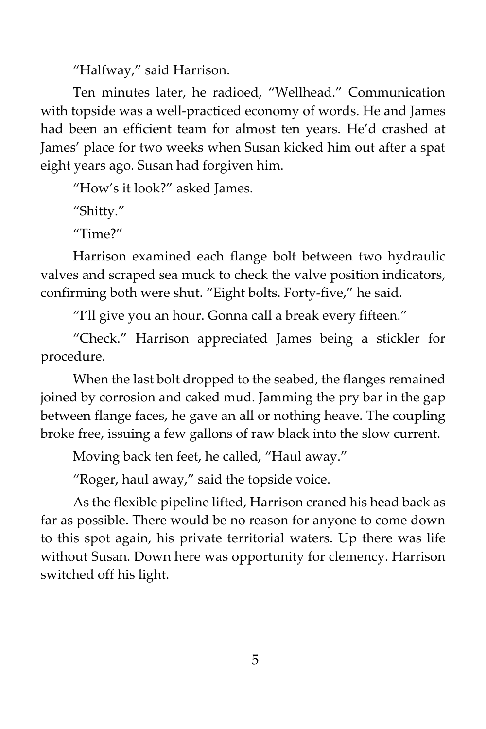“Halfway,” said Harrison.

Ten minutes later, he radioed, “Wellhead.” Communication with topside was a well-practiced economy of words. He and James had been an efficient team for almost ten years. He’d crashed at James’ place for two weeks when Susan kicked him out after a spat eight years ago. Susan had forgiven him.

“How’s it look?” asked James.

“Shitty.”

“Time?”

Harrison examined each flange bolt between two hydraulic valves and scraped sea muck to check the valve position indicators, confirming both were shut. “Eight bolts. Forty-five,” he said.

“I’ll give you an hour. Gonna call a break every fifteen.”

“Check.” Harrison appreciated James being a stickler for procedure.

When the last bolt dropped to the seabed, the flanges remained joined by corrosion and caked mud. Jamming the pry bar in the gap between flange faces, he gave an all or nothing heave. The coupling broke free, issuing a few gallons of raw black into the slow current.

Moving back ten feet, he called, “Haul away.”

“Roger, haul away,” said the topside voice.

As the flexible pipeline lifted, Harrison craned his head back as far as possible. There would be no reason for anyone to come down to this spot again, his private territorial waters. Up there was life without Susan. Down here was opportunity for clemency. Harrison switched off his light.